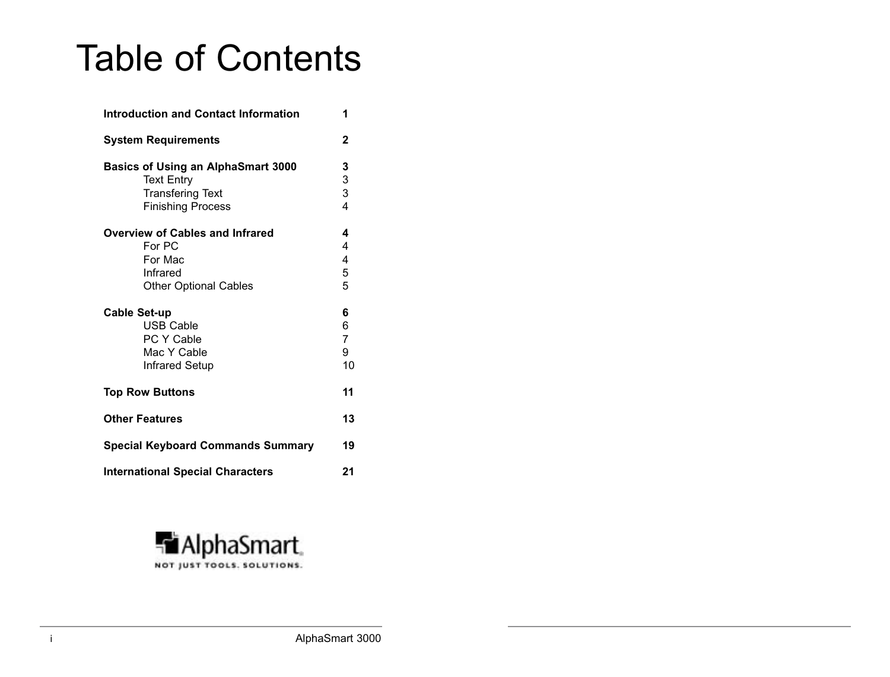# Table of Contents

| | |
|---|---|
| **Introduction and Contact Information** | **1** |
| **System Requirements** | **2** |
| **Basics of Using an AlphaSmart 3000** | **3** |
| Text Entry | 3 |
| Transfering Text | 3 |
| Finishing Process | 4 |
| **Overview of Cables and Infrared** | **4** |
| For PC | 4 |
| For Mac | 4 |
| Infrared | 5 |
| Other Optional Cables | 5 |
| **Cable Set-up** | **6** |
| USB Cable | 6 |
| PC Y Cable | 7 |
| Mac Y Cable | 9 |
| Infrared Setup | 10 |
| **Top Row Buttons** | **11** |
| **Other Features** | **13** |
| **Special Keyboard Commands Summary** | **19** |
| **International Special Characters** | **21** |

AlphaSmart

NOT JUST TOOLS. SOLUTIONS.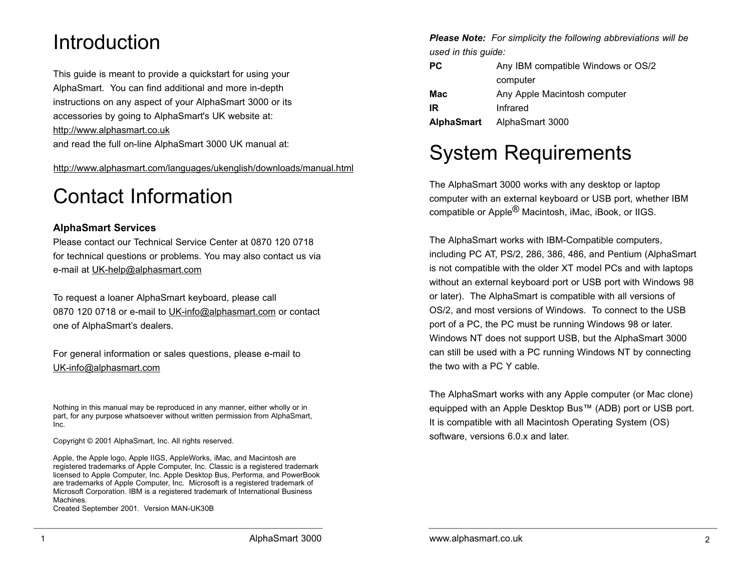# Introduction

This guide is meant to provide a quickstart for using your AlphaSmart. You can find additional and more in-depth instructions on any aspect of your AlphaSmart 3000 or its accessories by going to AlphaSmart's UK website at:
http://www.alphasmart.co.uk
and read the full on-line AlphaSmart 3000 UK manual at:

http://www.alphasmart.com/languages/ukenglish/downloads/manual.html

# Contact Information

**AlphaSmart Services**
Please contact our Technical Service Center at 0870 120 0718 for technical questions or problems. You may also contact us via e-mail at UK-help@alphasmart.com

To request a loaner AlphaSmart keyboard, please call 0870 120 0718 or e-mail to UK-info@alphasmart.com or contact one of AlphaSmart's dealers.

For general information or sales questions, please e-mail to UK-info@alphasmart.com

Nothing in this manual may be reproduced in any manner, either wholly or in part, for any purpose whatsoever without written permission from AlphaSmart, Inc.

Copyright © 2001 AlphaSmart, Inc. All rights reserved.

Apple, the Apple logo, Apple IIGS, AppleWorks, iMac, and Macintosh are registered trademarks of Apple Computer, Inc. Classic is a registered trademark licensed to Apple Computer, Inc. Apple Desktop Bus, Performa, and PowerBook are trademarks of Apple Computer, Inc. Microsoft is a registered trademark of Microsoft Corporation. IBM is a registered trademark of International Business Machines.
Created September 2001. Version MAN-UK30B

***Please Note:*** *For simplicity the following abbreviations will be used in this guide:*

| | |
|---|---|
| **PC** | Any IBM compatible Windows or OS/2 computer |
| **Mac** | Any Apple Macintosh computer |
| **IR** | Infrared |
| **AlphaSmart** | AlphaSmart 3000 |

# System Requirements

The AlphaSmart 3000 works with any desktop or laptop computer with an external keyboard or USB port, whether IBM compatible or Apple® Macintosh, iMac, iBook, or IIGS.

The AlphaSmart works with IBM-Compatible computers, including PC AT, PS/2, 286, 386, 486, and Pentium (AlphaSmart is not compatible with the older XT model PCs and with laptops without an external keyboard port or USB port with Windows 98 or later). The AlphaSmart is compatible with all versions of OS/2, and most versions of Windows. To connect to the USB port of a PC, the PC must be running Windows 98 or later. Windows NT does not support USB, but the AlphaSmart 3000 can still be used with a PC running Windows NT by connecting the two with a PC Y cable.

The AlphaSmart works with any Apple computer (or Mac clone) equipped with an Apple Desktop Bus™ (ADB) port or USB port. It is compatible with all Macintosh Operating System (OS) software, versions 6.0.x and later.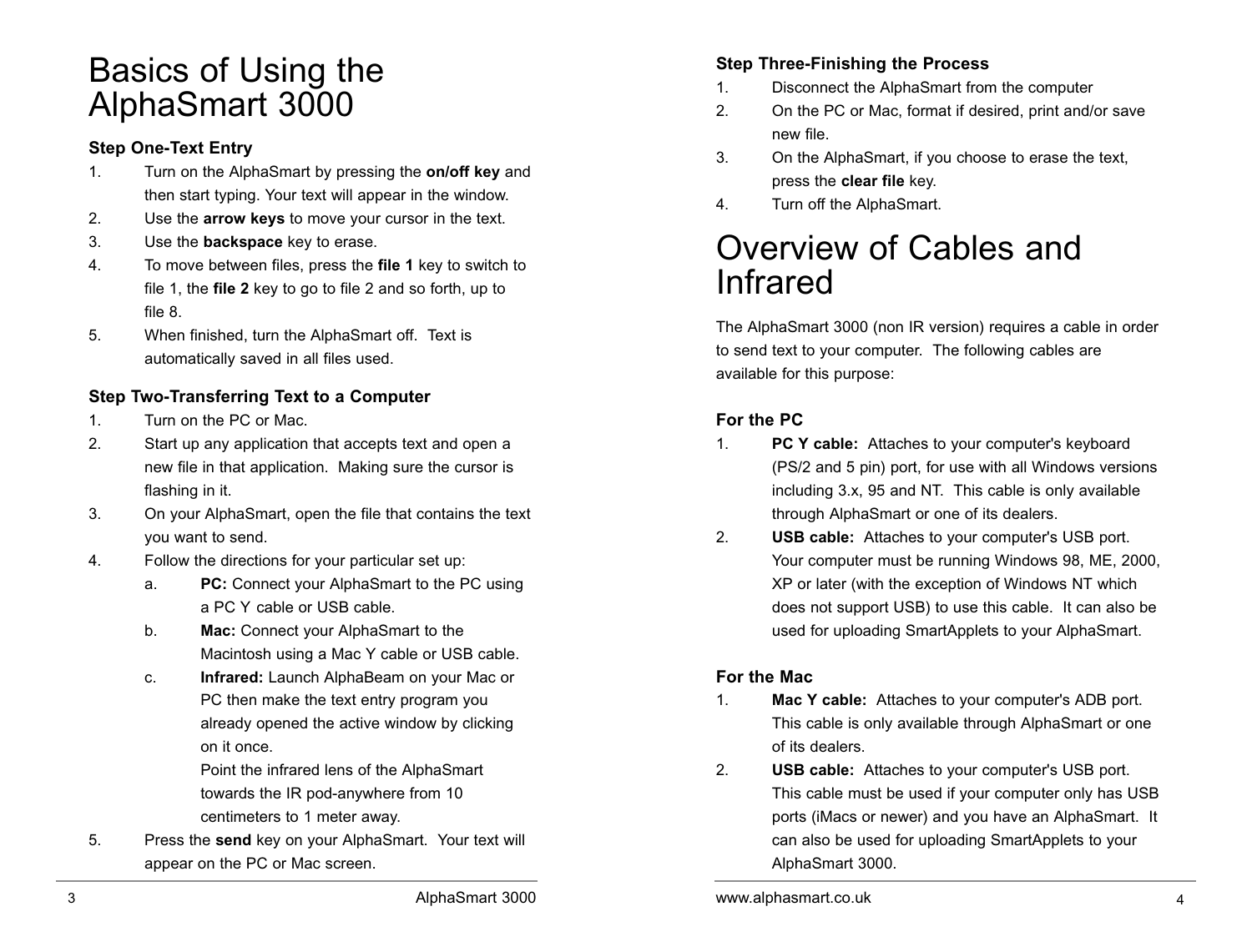# Basics of Using the AlphaSmart 3000

### Step One-Text Entry

1. Turn on the AlphaSmart by pressing the **on/off key** and then start typing. Your text will appear in the window.
2. Use the **arrow keys** to move your cursor in the text.
3. Use the **backspace** key to erase.
4. To move between files, press the **file 1** key to switch to file 1, the **file 2** key to go to file 2 and so forth, up to file 8.
5. When finished, turn the AlphaSmart off. Text is automatically saved in all files used.

### Step Two-Transferring Text to a Computer

1. Turn on the PC or Mac.
2. Start up any application that accepts text and open a new file in that application. Making sure the cursor is flashing in it.
3. On your AlphaSmart, open the file that contains the text you want to send.
4. Follow the directions for your particular set up:
   a. **PC:** Connect your AlphaSmart to the PC using a PC Y cable or USB cable.
   b. **Mac:** Connect your AlphaSmart to the Macintosh using a Mac Y cable or USB cable.
   c. **Infrared:** Launch AlphaBeam on your Mac or PC then make the text entry program you already opened the active window by clicking on it once.
   Point the infrared lens of the AlphaSmart towards the IR pod-anywhere from 10 centimeters to 1 meter away.
5. Press the **send** key on your AlphaSmart. Your text will appear on the PC or Mac screen.

### Step Three-Finishing the Process

1. Disconnect the AlphaSmart from the computer
2. On the PC or Mac, format if desired, print and/or save new file.
3. On the AlphaSmart, if you choose to erase the text, press the **clear file** key.
4. Turn off the AlphaSmart.

# Overview of Cables and Infrared

The AlphaSmart 3000 (non IR version) requires a cable in order to send text to your computer. The following cables are available for this purpose:

### For the PC

1. **PC Y cable:** Attaches to your computer's keyboard (PS/2 and 5 pin) port, for use with all Windows versions including 3.x, 95 and NT. This cable is only available through AlphaSmart or one of its dealers.
2. **USB cable:** Attaches to your computer's USB port. Your computer must be running Windows 98, ME, 2000, XP or later (with the exception of Windows NT which does not support USB) to use this cable. It can also be used for uploading SmartApplets to your AlphaSmart.

### For the Mac

1. **Mac Y cable:** Attaches to your computer's ADB port. This cable is only available through AlphaSmart or one of its dealers.
2. **USB cable:** Attaches to your computer's USB port. This cable must be used if your computer only has USB ports (iMacs or newer) and you have an AlphaSmart. It can also be used for uploading SmartApplets to your AlphaSmart 3000.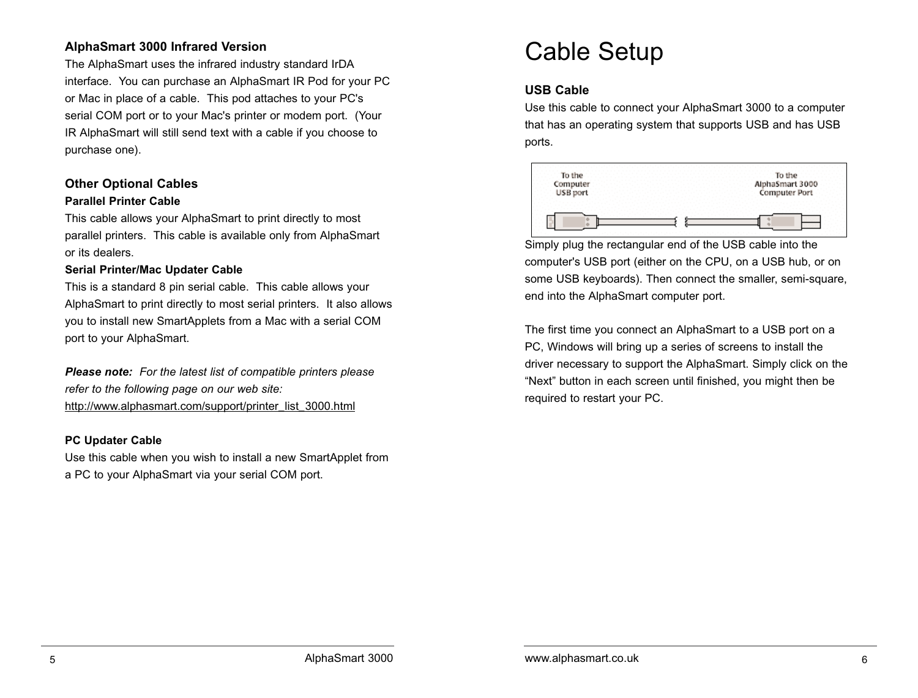### AlphaSmart 3000 Infrared Version

The AlphaSmart uses the infrared industry standard IrDA interface. You can purchase an AlphaSmart IR Pod for your PC or Mac in place of a cable. This pod attaches to your PC's serial COM port or to your Mac's printer or modem port. (Your IR AlphaSmart will still send text with a cable if you choose to purchase one).

### Other Optional Cables

**Parallel Printer Cable**

This cable allows your AlphaSmart to print directly to most parallel printers. This cable is available only from AlphaSmart or its dealers.

**Serial Printer/Mac Updater Cable**

This is a standard 8 pin serial cable. This cable allows your AlphaSmart to print directly to most serial printers. It also allows you to install new SmartApplets from a Mac with a serial COM port to your AlphaSmart.

***Please note:*** *For the latest list of compatible printers please refer to the following page on our web site:*
http://www.alphasmart.com/support/printer_list_3000.html

**PC Updater Cable**

Use this cable when you wish to install a new SmartApplet from a PC to your AlphaSmart via your serial COM port.

# Cable Setup

### USB Cable

Use this cable to connect your AlphaSmart 3000 to a computer that has an operating system that supports USB and has USB ports.

To the Computer USB port

To the AlphaSmart 3000 Computer Port

Simply plug the rectangular end of the USB cable into the computer's USB port (either on the CPU, on a USB hub, or on some USB keyboards). Then connect the smaller, semi-square, end into the AlphaSmart computer port.

The first time you connect an AlphaSmart to a USB port on a PC, Windows will bring up a series of screens to install the driver necessary to support the AlphaSmart. Simply click on the “Next” button in each screen until finished, you might then be required to restart your PC.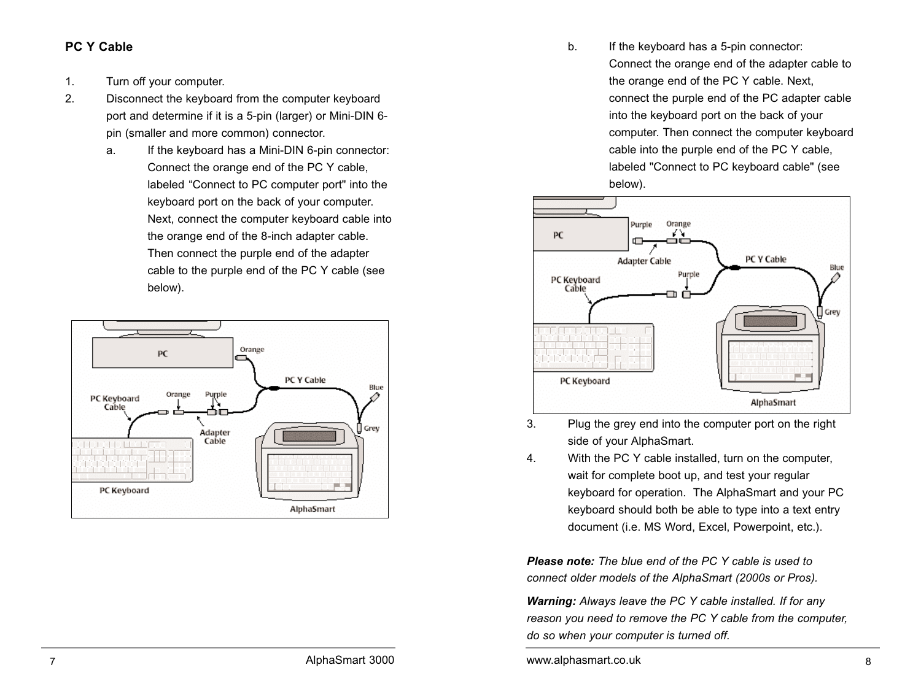## PC Y Cable

1. Turn off your computer.
2. Disconnect the keyboard from the computer keyboard port and determine if it is a 5-pin (larger) or Mini-DIN 6-pin (smaller and more common) connector.
   a. If the keyboard has a Mini-DIN 6-pin connector: Connect the orange end of the PC Y cable, labeled “Connect to PC computer port" into the keyboard port on the back of your computer. Next, connect the computer keyboard cable into the orange end of the 8-inch adapter cable. Then connect the purple end of the adapter cable to the purple end of the PC Y cable (see below).
   b. If the keyboard has a 5-pin connector: Connect the orange end of the adapter cable to the orange end of the PC Y cable. Next, connect the purple end of the PC adapter cable into the keyboard port on the back of your computer. Then connect the computer keyboard cable into the purple end of the PC Y cable, labeled "Connect to PC keyboard cable" (see below).
3. Plug the grey end into the computer port on the right side of your AlphaSmart.
4. With the PC Y cable installed, turn on the computer, wait for complete boot up, and test your regular keyboard for operation. The AlphaSmart and your PC keyboard should both be able to type into a text entry document (i.e. MS Word, Excel, Powerpoint, etc.).

***Please note:*** *The blue end of the PC Y cable is used to connect older models of the AlphaSmart (2000s or Pros).*

***Warning:*** *Always leave the PC Y cable installed. If for any reason you need to remove the PC Y cable from the computer, do so when your computer is turned off.*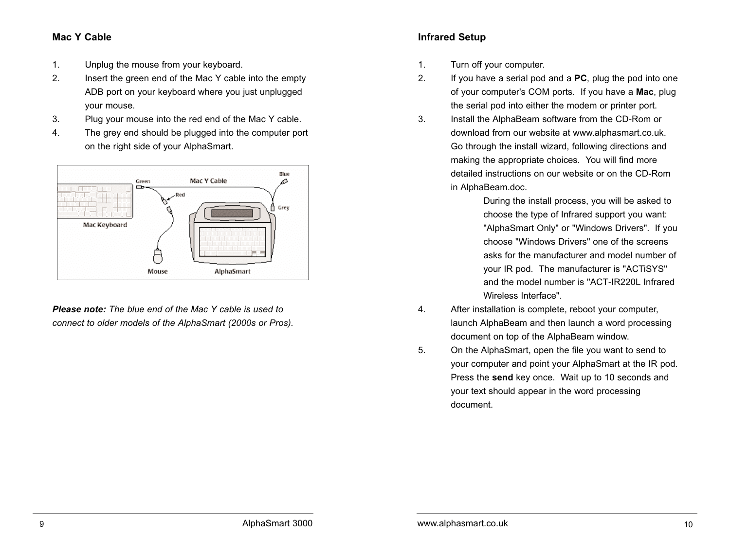## Mac Y Cable

1. Unplug the mouse from your keyboard.
2. Insert the green end of the Mac Y cable into the empty ADB port on your keyboard where you just unplugged your mouse.
3. Plug your mouse into the red end of the Mac Y cable.
4. The grey end should be plugged into the computer port on the right side of your AlphaSmart.

***Please note:*** *The blue end of the Mac Y cable is used to connect to older models of the AlphaSmart (2000s or Pros).*

## Infrared Setup

1. Turn off your computer.
2. If you have a serial pod and a **PC**, plug the pod into one of your computer's COM ports. If you have a **Mac**, plug the serial pod into either the modem or printer port.
3. Install the AlphaBeam software from the CD-Rom or download from our website at www.alphasmart.co.uk. Go through the install wizard, following directions and making the appropriate choices. You will find more detailed instructions on our website or on the CD-Rom in AlphaBeam.doc.

   During the install process, you will be asked to choose the type of Infrared support you want: "AlphaSmart Only" or "Windows Drivers". If you choose "Windows Drivers" one of the screens asks for the manufacturer and model number of your IR pod. The manufacturer is "ACTiSYS" and the model number is "ACT-IR220L Infrared Wireless Interface".
4. After installation is complete, reboot your computer, launch AlphaBeam and then launch a word processing document on top of the AlphaBeam window.
5. On the AlphaSmart, open the file you want to send to your computer and point your AlphaSmart at the IR pod. Press the **send** key once. Wait up to 10 seconds and your text should appear in the word processing document.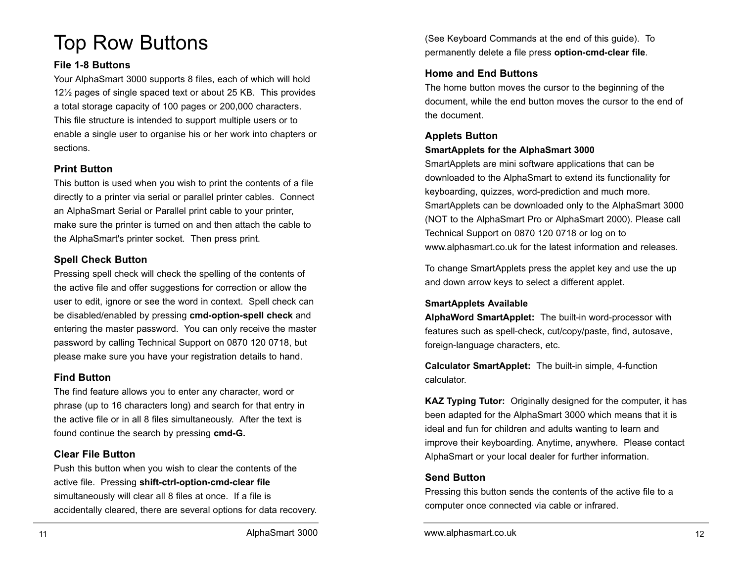# Top Row Buttons

### File 1-8 Buttons

Your AlphaSmart 3000 supports 8 files, each of which will hold 12½ pages of single spaced text or about 25 KB. This provides a total storage capacity of 100 pages or 200,000 characters. This file structure is intended to support multiple users or to enable a single user to organise his or her work into chapters or sections.

### Print Button

This button is used when you wish to print the contents of a file directly to a printer via serial or parallel printer cables. Connect an AlphaSmart Serial or Parallel print cable to your printer, make sure the printer is turned on and then attach the cable to the AlphaSmart's printer socket. Then press print.

### Spell Check Button

Pressing spell check will check the spelling of the contents of the active file and offer suggestions for correction or allow the user to edit, ignore or see the word in context. Spell check can be disabled/enabled by pressing **cmd-option-spell check** and entering the master password. You can only receive the master password by calling Technical Support on 0870 120 0718, but please make sure you have your registration details to hand.

### Find Button

The find feature allows you to enter any character, word or phrase (up to 16 characters long) and search for that entry in the active file or in all 8 files simultaneously. After the text is found continue the search by pressing **cmd-G.**

### Clear File Button

Push this button when you wish to clear the contents of the active file. Pressing **shift-ctrl-option-cmd-clear file** simultaneously will clear all 8 files at once. If a file is accidentally cleared, there are several options for data recovery. (See Keyboard Commands at the end of this guide). To permanently delete a file press **option-cmd-clear file**.

### Home and End Buttons

The home button moves the cursor to the beginning of the document, while the end button moves the cursor to the end of the document.

### Applets Button

#### SmartApplets for the AlphaSmart 3000

SmartApplets are mini software applications that can be downloaded to the AlphaSmart to extend its functionality for keyboarding, quizzes, word-prediction and much more. SmartApplets can be downloaded only to the AlphaSmart 3000 (NOT to the AlphaSmart Pro or AlphaSmart 2000). Please call Technical Support on 0870 120 0718 or log on to www.alphasmart.co.uk for the latest information and releases.

To change SmartApplets press the applet key and use the up and down arrow keys to select a different applet.

#### SmartApplets Available

**AlphaWord SmartApplet:** The built-in word-processor with features such as spell-check, cut/copy/paste, find, autosave, foreign-language characters, etc.

**Calculator SmartApplet:** The built-in simple, 4-function calculator.

**KAZ Typing Tutor:** Originally designed for the computer, it has been adapted for the AlphaSmart 3000 which means that it is ideal and fun for children and adults wanting to learn and improve their keyboarding. Anytime, anywhere. Please contact AlphaSmart or your local dealer for further information.

### Send Button

Pressing this button sends the contents of the active file to a computer once connected via cable or infrared.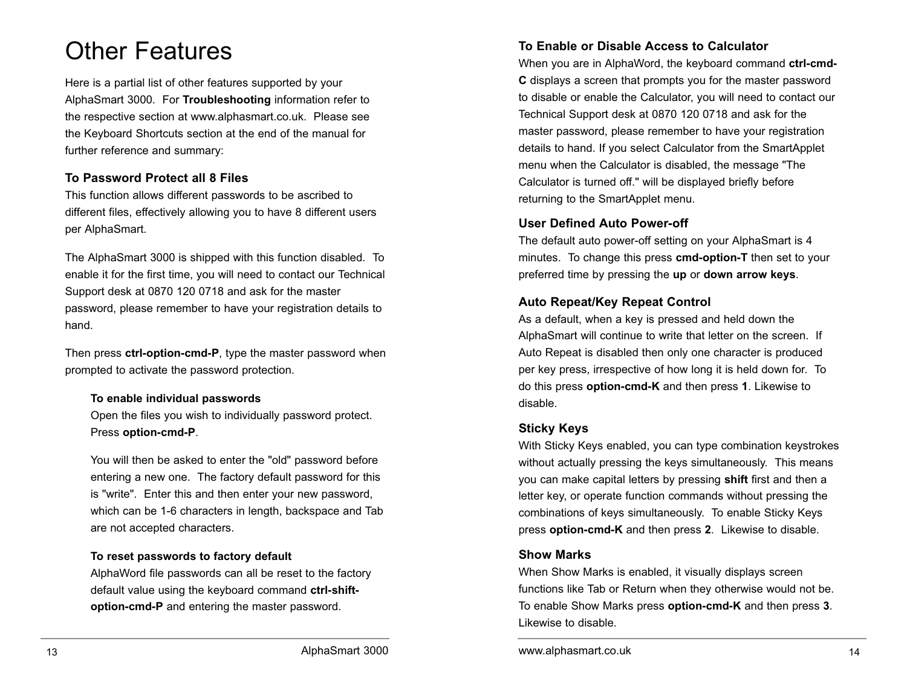# Other Features

Here is a partial list of other features supported by your AlphaSmart 3000. For **Troubleshooting** information refer to the respective section at www.alphasmart.co.uk. Please see the Keyboard Shortcuts section at the end of the manual for further reference and summary:

## To Password Protect all 8 Files

This function allows different passwords to be ascribed to different files, effectively allowing you to have 8 different users per AlphaSmart.

The AlphaSmart 3000 is shipped with this function disabled. To enable it for the first time, you will need to contact our Technical Support desk at 0870 120 0718 and ask for the master password, please remember to have your registration details to hand.

Then press **ctrl-option-cmd-P**, type the master password when prompted to activate the password protection.

### To enable individual passwords

Open the files you wish to individually password protect. Press **option-cmd-P**.

You will then be asked to enter the "old" password before entering a new one. The factory default password for this is "write". Enter this and then enter your new password, which can be 1-6 characters in length, backspace and Tab are not accepted characters.

### To reset passwords to factory default

AlphaWord file passwords can all be reset to the factory default value using the keyboard command **ctrl-shift-option-cmd-P** and entering the master password.

## To Enable or Disable Access to Calculator

When you are in AlphaWord, the keyboard command **ctrl-cmd-C** displays a screen that prompts you for the master password to disable or enable the Calculator, you will need to contact our Technical Support desk at 0870 120 0718 and ask for the master password, please remember to have your registration details to hand. If you select Calculator from the SmartApplet menu when the Calculator is disabled, the message "The Calculator is turned off." will be displayed briefly before returning to the SmartApplet menu.

## User Defined Auto Power-off

The default auto power-off setting on your AlphaSmart is 4 minutes. To change this press **cmd-option-T** then set to your preferred time by pressing the **up** or **down arrow keys**.

## Auto Repeat/Key Repeat Control

As a default, when a key is pressed and held down the AlphaSmart will continue to write that letter on the screen. If Auto Repeat is disabled then only one character is produced per key press, irrespective of how long it is held down for. To do this press **option-cmd-K** and then press **1**. Likewise to disable.

## Sticky Keys

With Sticky Keys enabled, you can type combination keystrokes without actually pressing the keys simultaneously. This means you can make capital letters by pressing **shift** first and then a letter key, or operate function commands without pressing the combinations of keys simultaneously. To enable Sticky Keys press **option-cmd-K** and then press **2**. Likewise to disable.

## Show Marks

When Show Marks is enabled, it visually displays screen functions like Tab or Return when they otherwise would not be. To enable Show Marks press **option-cmd-K** and then press **3**. Likewise to disable.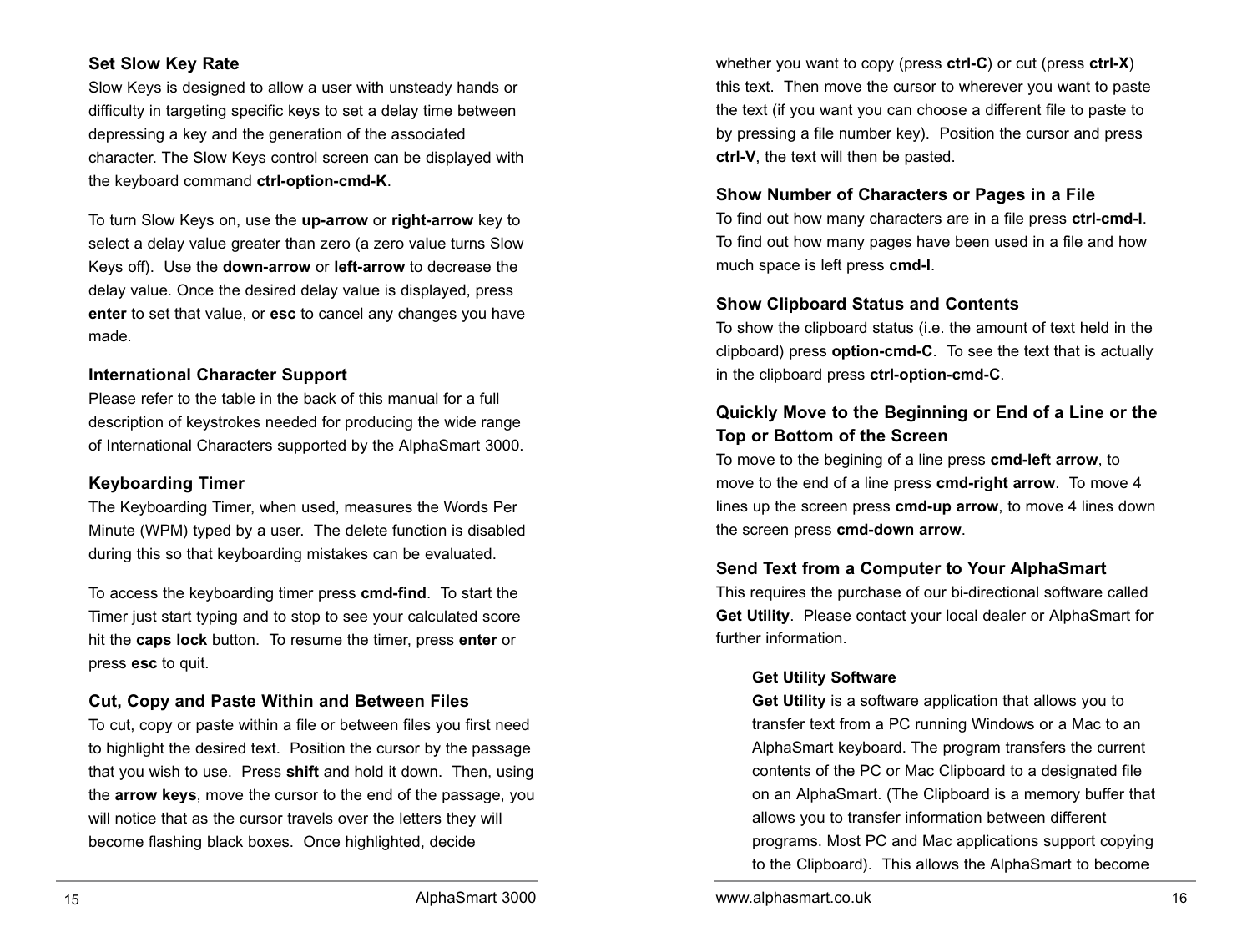### Set Slow Key Rate

Slow Keys is designed to allow a user with unsteady hands or difficulty in targeting specific keys to set a delay time between depressing a key and the generation of the associated character. The Slow Keys control screen can be displayed with the keyboard command **ctrl-option-cmd-K**.

To turn Slow Keys on, use the **up-arrow** or **right-arrow** key to select a delay value greater than zero (a zero value turns Slow Keys off). Use the **down-arrow** or **left-arrow** to decrease the delay value. Once the desired delay value is displayed, press **enter** to set that value, or **esc** to cancel any changes you have made.

### International Character Support

Please refer to the table in the back of this manual for a full description of keystrokes needed for producing the wide range of International Characters supported by the AlphaSmart 3000.

### Keyboarding Timer

The Keyboarding Timer, when used, measures the Words Per Minute (WPM) typed by a user. The delete function is disabled during this so that keyboarding mistakes can be evaluated.

To access the keyboarding timer press **cmd-find**. To start the Timer just start typing and to stop to see your calculated score hit the **caps lock** button. To resume the timer, press **enter** or press **esc** to quit.

### Cut, Copy and Paste Within and Between Files

To cut, copy or paste within a file or between files you first need to highlight the desired text. Position the cursor by the passage that you wish to use. Press **shift** and hold it down. Then, using the **arrow keys**, move the cursor to the end of the passage, you will notice that as the cursor travels over the letters they will become flashing black boxes. Once highlighted, decide whether you want to copy (press **ctrl-C**) or cut (press **ctrl-X**) this text. Then move the cursor to wherever you want to paste the text (if you want you can choose a different file to paste to by pressing a file number key). Position the cursor and press **ctrl-V**, the text will then be pasted.

### Show Number of Characters or Pages in a File

To find out how many characters are in a file press **ctrl-cmd-I**. To find out how many pages have been used in a file and how much space is left press **cmd-I**.

### Show Clipboard Status and Contents

To show the clipboard status (i.e. the amount of text held in the clipboard) press **option-cmd-C**. To see the text that is actually in the clipboard press **ctrl-option-cmd-C**.

### Quickly Move to the Beginning or End of a Line or the Top or Bottom of the Screen

To move to the begining of a line press **cmd-left arrow**, to move to the end of a line press **cmd-right arrow**. To move 4 lines up the screen press **cmd-up arrow**, to move 4 lines down the screen press **cmd-down arrow**.

### Send Text from a Computer to Your AlphaSmart

This requires the purchase of our bi-directional software called **Get Utility**. Please contact your local dealer or AlphaSmart for further information.

#### Get Utility Software

**Get Utility** is a software application that allows you to transfer text from a PC running Windows or a Mac to an AlphaSmart keyboard. The program transfers the current contents of the PC or Mac Clipboard to a designated file on an AlphaSmart. (The Clipboard is a memory buffer that allows you to transfer information between different programs. Most PC and Mac applications support copying to the Clipboard). This allows the AlphaSmart to become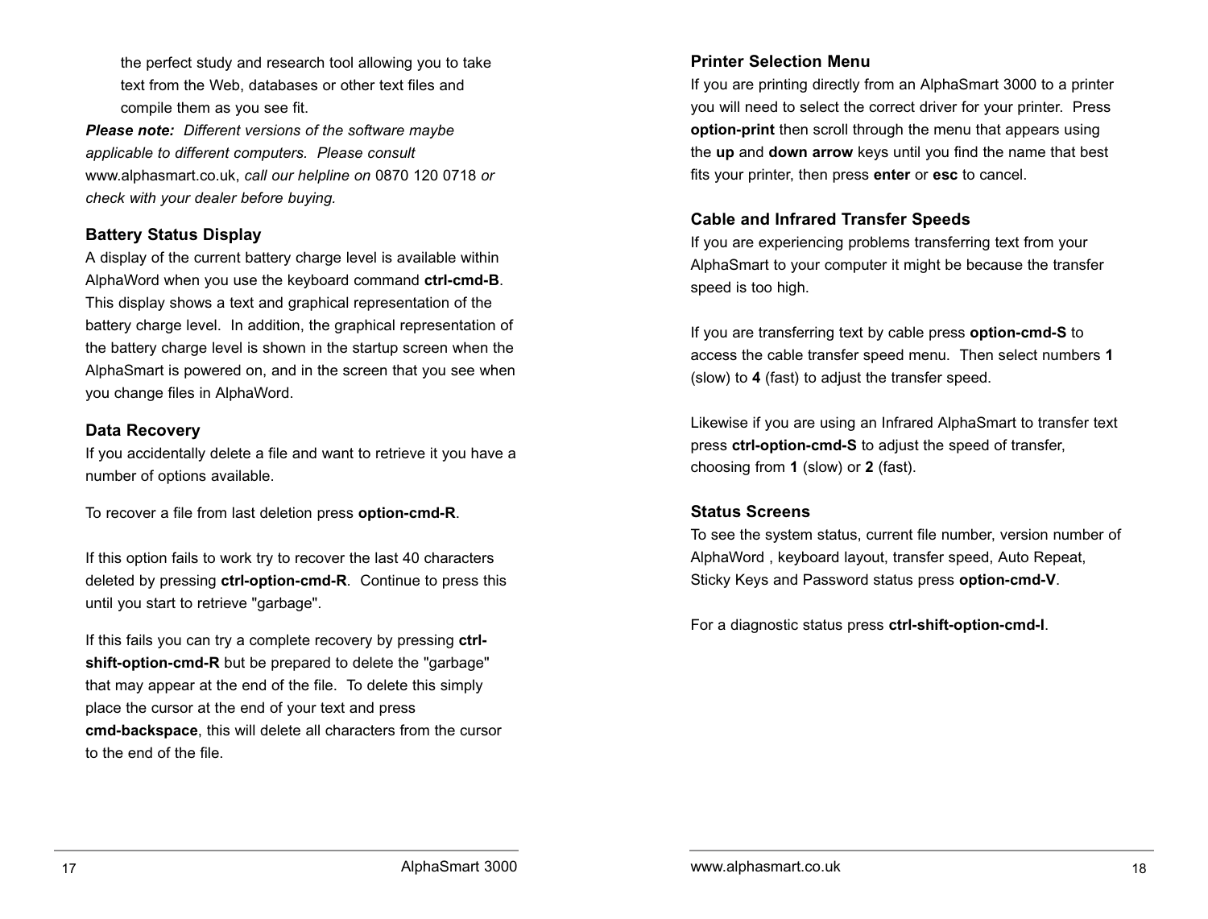the perfect study and research tool allowing you to take text from the Web, databases or other text files and compile them as you see fit.

***Please note:*** *Different versions of the software maybe applicable to different computers. Please consult* www.alphasmart.co.uk, *call our helpline on* 0870 120 0718 *or check with your dealer before buying.*

### Battery Status Display

A display of the current battery charge level is available within AlphaWord when you use the keyboard command **ctrl-cmd-B**. This display shows a text and graphical representation of the battery charge level. In addition, the graphical representation of the battery charge level is shown in the startup screen when the AlphaSmart is powered on, and in the screen that you see when you change files in AlphaWord.

### Data Recovery

If you accidentally delete a file and want to retrieve it you have a number of options available.

To recover a file from last deletion press **option-cmd-R**.

If this option fails to work try to recover the last 40 characters deleted by pressing **ctrl-option-cmd-R**. Continue to press this until you start to retrieve "garbage".

If this fails you can try a complete recovery by pressing **ctrl-shift-option-cmd-R** but be prepared to delete the "garbage" that may appear at the end of the file. To delete this simply place the cursor at the end of your text and press **cmd-backspace**, this will delete all characters from the cursor to the end of the file.

### Printer Selection Menu

If you are printing directly from an AlphaSmart 3000 to a printer you will need to select the correct driver for your printer. Press **option-print** then scroll through the menu that appears using the **up** and **down arrow** keys until you find the name that best fits your printer, then press **enter** or **esc** to cancel.

### Cable and Infrared Transfer Speeds

If you are experiencing problems transferring text from your AlphaSmart to your computer it might be because the transfer speed is too high.

If you are transferring text by cable press **option-cmd-S** to access the cable transfer speed menu. Then select numbers **1** (slow) to **4** (fast) to adjust the transfer speed.

Likewise if you are using an Infrared AlphaSmart to transfer text press **ctrl-option-cmd-S** to adjust the speed of transfer, choosing from **1** (slow) or **2** (fast).

### Status Screens

To see the system status, current file number, version number of AlphaWord , keyboard layout, transfer speed, Auto Repeat, Sticky Keys and Password status press **option-cmd-V**.

For a diagnostic status press **ctrl-shift-option-cmd-I**.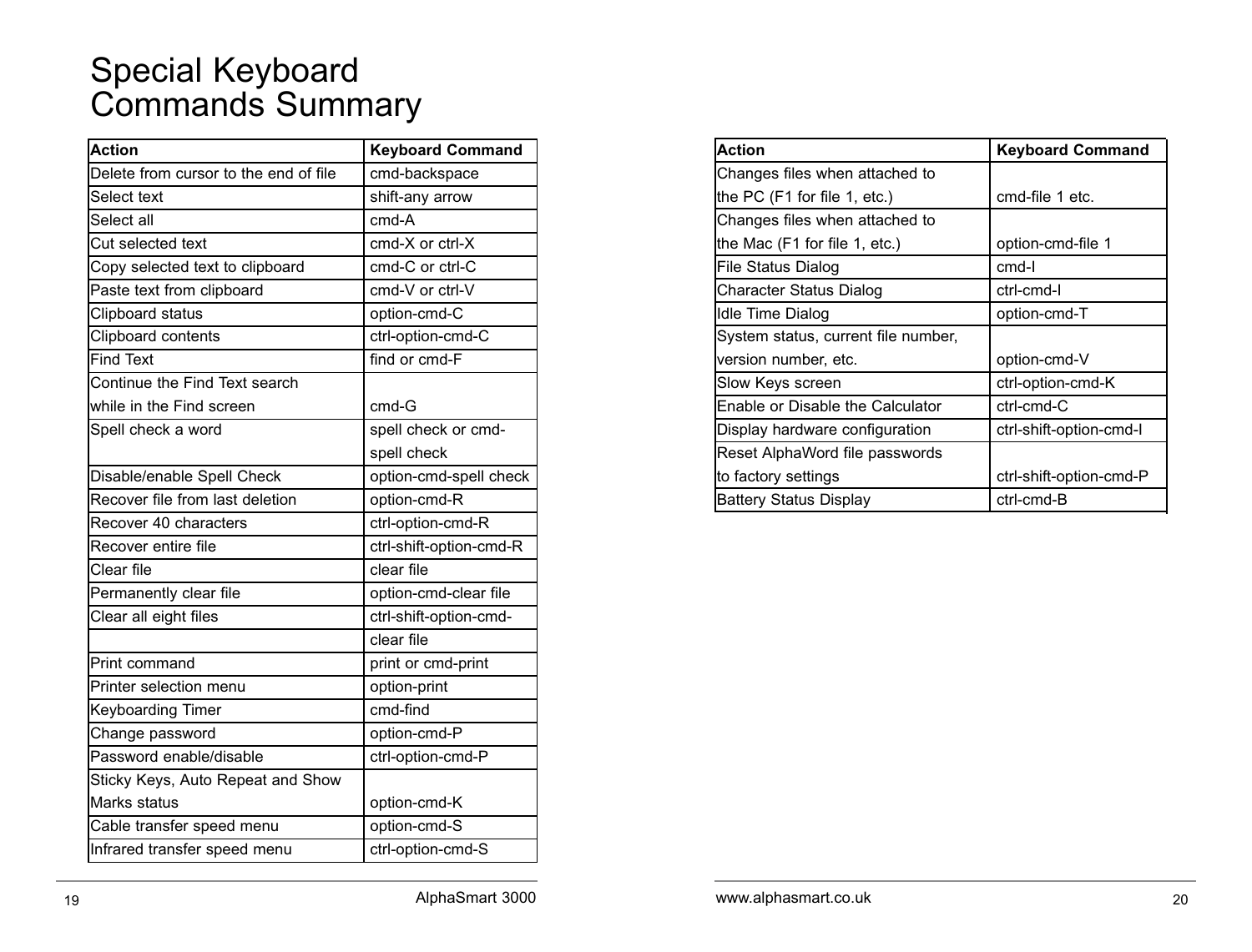# Special Keyboard Commands Summary

| Action | Keyboard Command |
|---|---|
| Delete from cursor to the end of file | cmd-backspace |
| Select text | shift-any arrow |
| Select all | cmd-A |
| Cut selected text | cmd-X or ctrl-X |
| Copy selected text to clipboard | cmd-C or ctrl-C |
| Paste text from clipboard | cmd-V or ctrl-V |
| Clipboard status | option-cmd-C |
| Clipboard contents | ctrl-option-cmd-C |
| Find Text | find or cmd-F |
| Continue the Find Text search while in the Find screen | cmd-G |
| Spell check a word | spell check or cmd-spell check |
| Disable/enable Spell Check | option-cmd-spell check |
| Recover file from last deletion | option-cmd-R |
| Recover 40 characters | ctrl-option-cmd-R |
| Recover entire file | ctrl-shift-option-cmd-R |
| Clear file | clear file |
| Permanently clear file | option-cmd-clear file |
| Clear all eight files | ctrl-shift-option-cmd-clear file |
| Print command | print or cmd-print |
| Printer selection menu | option-print |
| Keyboarding Timer | cmd-find |
| Change password | option-cmd-P |
| Password enable/disable | ctrl-option-cmd-P |
| Sticky Keys, Auto Repeat and Show Marks status | option-cmd-K |
| Cable transfer speed menu | option-cmd-S |
| Infrared transfer speed menu | ctrl-option-cmd-S |

| Action | Keyboard Command |
|---|---|
| Changes files when attached to the PC (F1 for file 1, etc.) | cmd-file 1 etc. |
| Changes files when attached to the Mac (F1 for file 1, etc.) | option-cmd-file 1 |
| File Status Dialog | cmd-I |
| Character Status Dialog | ctrl-cmd-I |
| Idle Time Dialog | option-cmd-T |
| System status, current file number, version number, etc. | option-cmd-V |
| Slow Keys screen | ctrl-option-cmd-K |
| Enable or Disable the Calculator | ctrl-cmd-C |
| Display hardware configuration | ctrl-shift-option-cmd-I |
| Reset AlphaWord file passwords to factory settings | ctrl-shift-option-cmd-P |
| Battery Status Display | ctrl-cmd-B |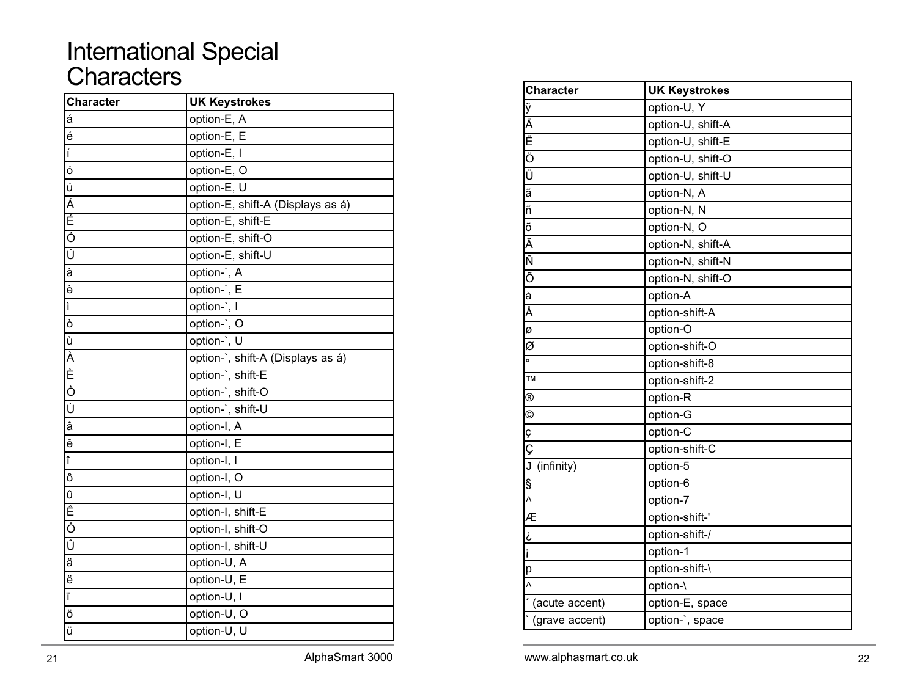# International Special Characters

| Character | UK Keystrokes |
|---|---|
| á | option-E, A |
| é | option-E, E |
| í | option-E, I |
| ó | option-E, O |
| ú | option-E, U |
| Á | option-E, shift-A (Displays as á) |
| É | option-E, shift-E |
| Ó | option-E, shift-O |
| Ú | option-E, shift-U |
| à | option-`, A |
| è | option-`, E |
| ì | option-`, I |
| ò | option-`, O |
| ù | option-`, U |
| À | option-`, shift-A (Displays as á) |
| È | option-`, shift-E |
| Ò | option-`, shift-O |
| Ù | option-`, shift-U |
| â | option-I, A |
| ê | option-I, E |
| î | option-I, I |
| ô | option-I, O |
| û | option-I, U |
| Ê | option-I, shift-E |
| Ô | option-I, shift-O |
| Û | option-I, shift-U |
| ä | option-U, A |
| ë | option-U, E |
| ï | option-U, I |
| ö | option-U, O |
| ü | option-U, U |
| ÿ | option-U, Y |
| Ä | option-U, shift-A |
| Ë | option-U, shift-E |
| Ö | option-U, shift-O |
| Ü | option-U, shift-U |
| ã | option-N, A |
| ñ | option-N, N |
| õ | option-N, O |
| Ã | option-N, shift-A |
| Ñ | option-N, shift-N |
| Õ | option-N, shift-O |
| å | option-A |
| Å | option-shift-A |
| ø | option-O |
| Ø | option-shift-O |
| ° | option-shift-8 |
| ™ | option-shift-2 |
| ® | option-R |
| © | option-G |
| ç | option-C |
| Ç | option-shift-C |
| J (infinity) | option-5 |
| § | option-6 |
| ^ | option-7 |
| Æ | option-shift-' |
| ¿ | option-shift-/ |
| ¡ | option-1 |
| p | option-shift-\ |
| ^ | option-\ |
| ´ (acute accent) | option-E, space |
| ` (grave accent) | option-`, space |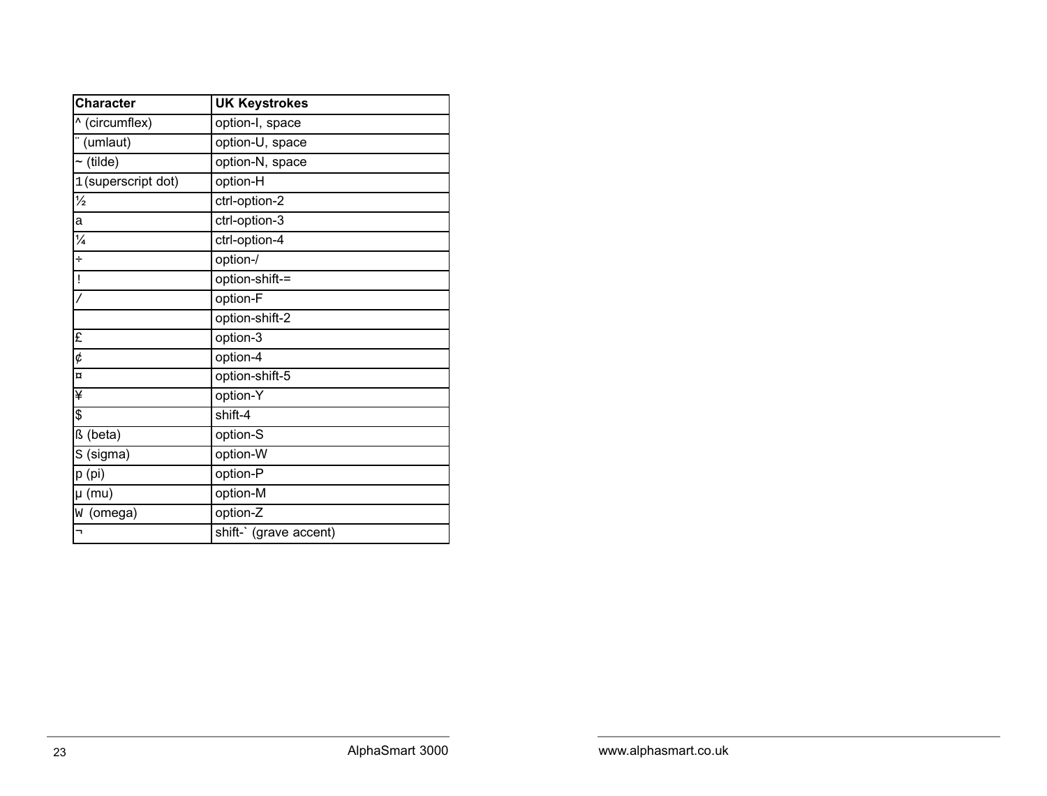| Character | UK Keystrokes |
| --- | --- |
| ^ (circumflex) | option-I, space |
| ¨ (umlaut) | option-U, space |
| ~ (tilde) | option-N, space |
| 1 (superscript dot) | option-H |
| ½ | ctrl-option-2 |
| a | ctrl-option-3 |
| ¼ | ctrl-option-4 |
| ÷ | option-/ |
| ! | option-shift-= |
| / | option-F |
| | option-shift-2 |
| £ | option-3 |
| ¢ | option-4 |
| ¤ | option-shift-5 |
| ¥ | option-Y |
| $ | shift-4 |
| ß (beta) | option-S |
| S (sigma) | option-W |
| p (pi) | option-P |
| µ (mu) | option-M |
| W (omega) | option-Z |
| ¬ | shift-` (grave accent) |